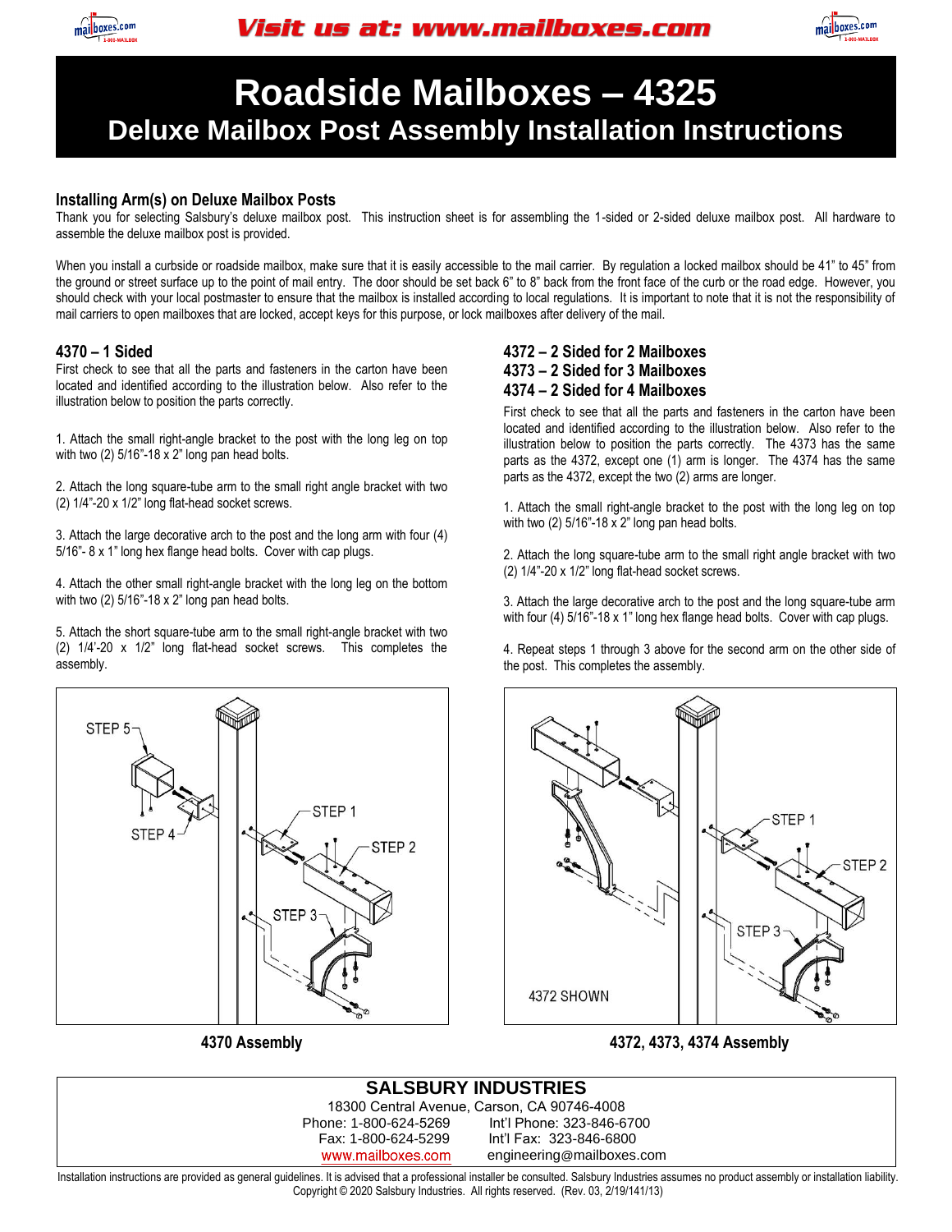Visit us at: www.mailboxes.com

# Roadside Mailboxes – 4325

## Deluxe Mailbox Post Assembly Installation Instructions

### Installing Arm(s) on Deluxe Mailbox Posts

Thank you for selecting Salsbury's deluxe mailbox post. This instruction sheet is for assembling the 1-sided or 2-sided deluxe mailbox post. All hardware to assemble the deluxe mailbox post is provided.

When you install a curbside or roadside mailbox, make sure that it is easily accessible to the mail carrier. By regulation a locked mailbox should be 41" to 45" from the ground or street surface up to the point of mail entry. The door should be set back 6" to 8" back from the front face of the curb or the road edge. However, you should check with your local postmaster to ensure that the mailbox is installed according to local regulations. It is important to note that it is not the responsibility of mail carriers to open mailboxes that are locked, accept keys for this purpose, or lock mailboxes after delivery of the mail.

### 4370 – 1 Sided

First check to see that all the parts and fasteners in the carton have been located and identified according to the illustration below. Also refer to the illustration below to position the parts correctly.

1. Attach the small right-angle bracket to the post with the long leg on top with two (2) 5/16"-18 x 2" long pan head bolts.

2. Attach the long square-tube arm to the small right angle bracket with two (2) 1/4"-20 x 1/2" long flat-head socket screws.

3. Attach the large decorative arch to the post and the long arm with four (4) 5/16"- 8 x 1" long hex flange head bolts. Cover with cap plugs.

4. Attach the other small right-angle bracket with the long leg on the bottom with two (2) 5/16"-18 x 2" long pan head bolts.

5. Attach the short square-tube arm to the small right-angle bracket with two (2) 1/4'-20 x 1/2" long flat-head socket screws. This completes the assembly.

STEP 5, STEP 4, STEP 1, STEP 2, STEP 3

**4370 Assembly**

### 4372 – 2 Sided for 2 Mailboxes
### 4373 – 2 Sided for 3 Mailboxes
### 4374 – 2 Sided for 4 Mailboxes

First check to see that all the parts and fasteners in the carton have been located and identified according to the illustration below. Also refer to the illustration below to position the parts correctly. The 4373 has the same parts as the 4372, except one (1) arm is longer. The 4374 has the same parts as the 4372, except the two (2) arms are longer.

1. Attach the small right-angle bracket to the post with the long leg on top with two (2) 5/16"-18 x 2" long pan head bolts.

2. Attach the long square-tube arm to the small right angle bracket with two (2) 1/4"-20 x 1/2" long flat-head socket screws.

3. Attach the large decorative arch to the post and the long square-tube arm with four (4) 5/16"-18 x 1" long hex flange head bolts. Cover with cap plugs.

4. Repeat steps 1 through 3 above for the second arm on the other side of the post. This completes the assembly.

STEP 1, STEP 2, STEP 3, 4372 SHOWN

**4372, 4373, 4374 Assembly**

**SALSBURY INDUSTRIES**
18300 Central Avenue, Carson, CA 90746-4008
Phone: 1-800-624-5269 Int'l Phone: 323-846-6700
Fax: 1-800-624-5299 Int'l Fax: 323-846-6800
www.mailboxes.com engineering@mailboxes.com

Installation instructions are provided as general guidelines. It is advised that a professional installer be consulted. Salsbury Industries assumes no product assembly or installation liability.
Copyright © 2020 Salsbury Industries. All rights reserved. (Rev. 03, 2/19/141/13)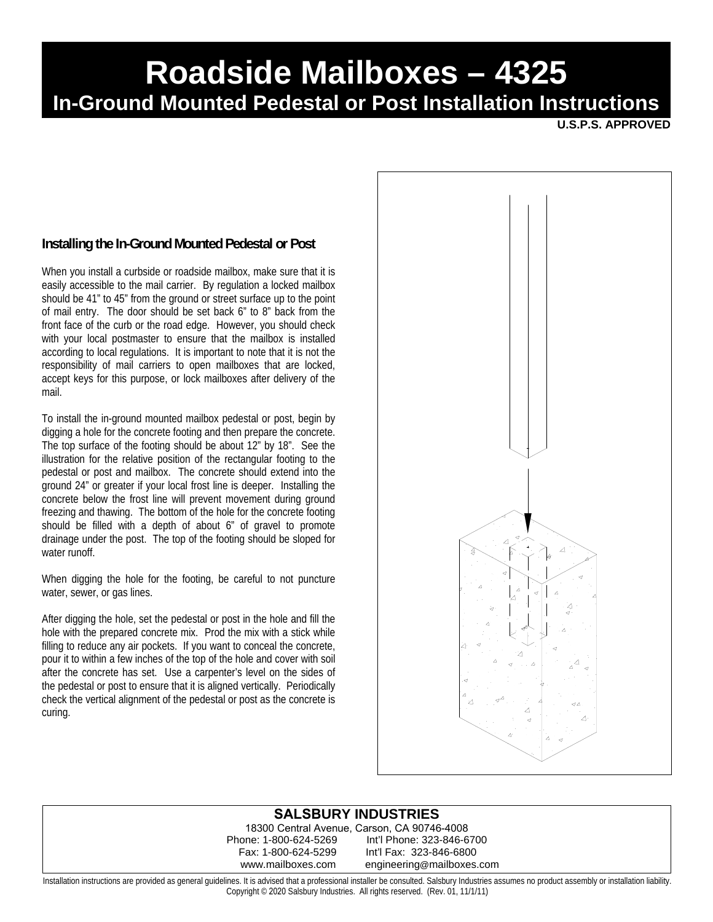# Roadside Mailboxes – 4325

## In-Ground Mounted Pedestal or Post Installation Instructions

**U.S.P.S. APPROVED**

### Installing the In-Ground Mounted Pedestal or Post

When you install a curbside or roadside mailbox, make sure that it is easily accessible to the mail carrier. By regulation a locked mailbox should be 41" to 45" from the ground or street surface up to the point of mail entry. The door should be set back 6" to 8" back from the front face of the curb or the road edge. However, you should check with your local postmaster to ensure that the mailbox is installed according to local regulations. It is important to note that it is not the responsibility of mail carriers to open mailboxes that are locked, accept keys for this purpose, or lock mailboxes after delivery of the mail.

To install the in-ground mounted mailbox pedestal or post, begin by digging a hole for the concrete footing and then prepare the concrete. The top surface of the footing should be about 12" by 18". See the illustration for the relative position of the rectangular footing to the pedestal or post and mailbox. The concrete should extend into the ground 24" or greater if your local frost line is deeper. Installing the concrete below the frost line will prevent movement during ground freezing and thawing. The bottom of the hole for the concrete footing should be filled with a depth of about 6" of gravel to promote drainage under the post. The top of the footing should be sloped for water runoff.

When digging the hole for the footing, be careful to not puncture water, sewer, or gas lines.

After digging the hole, set the pedestal or post in the hole and fill the hole with the prepared concrete mix. Prod the mix with a stick while filling to reduce any air pockets. If you want to conceal the concrete, pour it to within a few inches of the top of the hole and cover with soil after the concrete has set. Use a carpenter's level on the sides of the pedestal or post to ensure that it is aligned vertically. Periodically check the vertical alignment of the pedestal or post as the concrete is curing.

**SALSBURY INDUSTRIES**

18300 Central Avenue, Carson, CA 90746-4008

Phone: 1-800-624-5269 Int'l Phone: 323-846-6700

Fax: 1-800-624-5299 Int'l Fax: 323-846-6800

www.mailboxes.com engineering@mailboxes.com

Installation instructions are provided as general guidelines. It is advised that a professional installer be consulted. Salsbury Industries assumes no product assembly or installation liability. Copyright © 2020 Salsbury Industries. All rights reserved. (Rev. 01, 11/1/11)